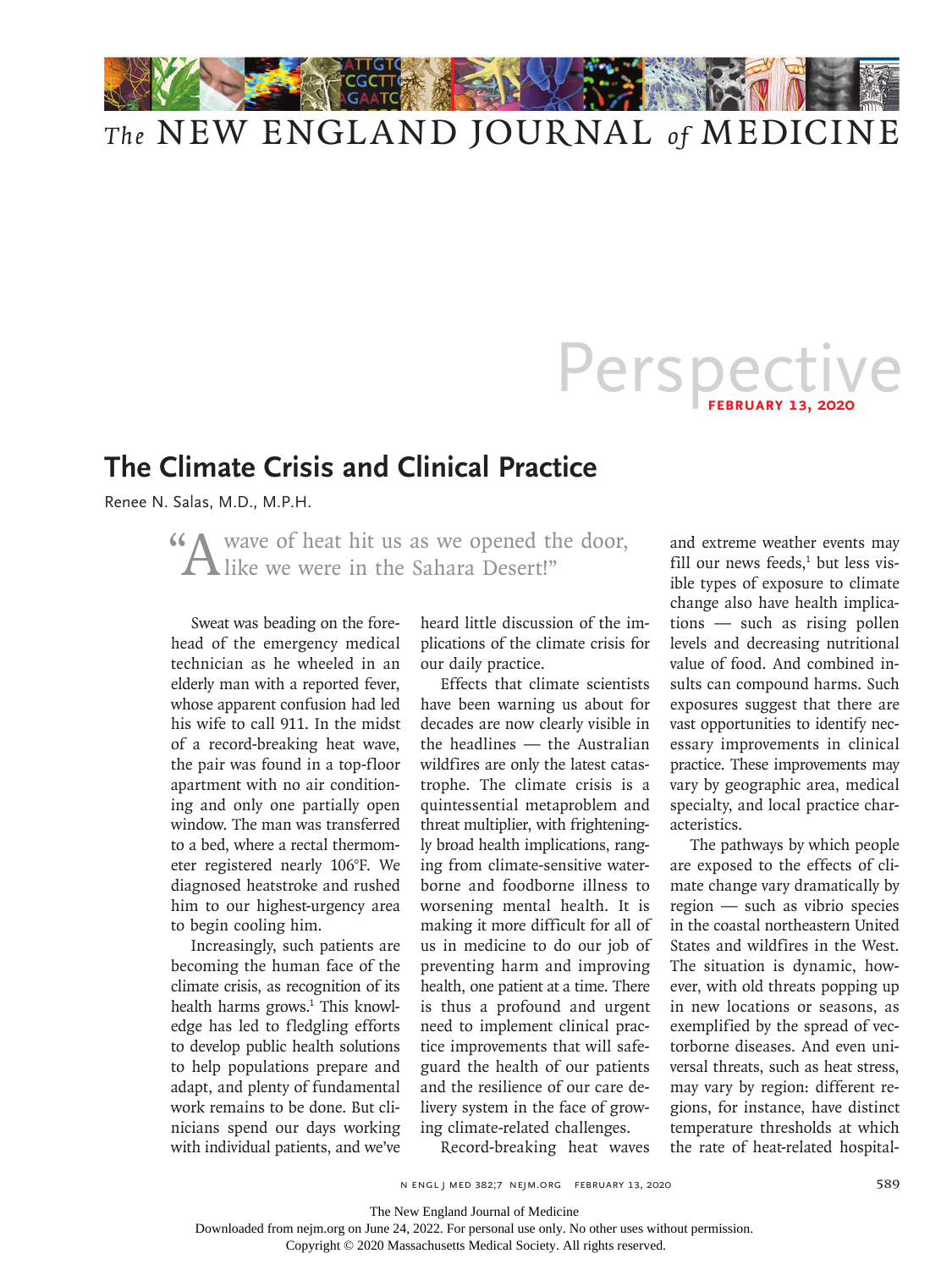# The Climate Crisis and Clinical Practice

Renee N. Salas, M.D., M.P.H.

"A wave of heat hit us as we opened the door, like we were in the Sahara Desert!"

Sweat was beading on the forehead of the emergency medical technician as he wheeled in an elderly man with a reported fever, whose apparent confusion had led his wife to call 911. In the midst of a record-breaking heat wave, the pair was found in a top-floor apartment with no air conditioning and only one partially open window. The man was transferred to a bed, where a rectal thermometer registered nearly 106°F. We diagnosed heatstroke and rushed him to our highest-urgency area to begin cooling him.

Increasingly, such patients are becoming the human face of the climate crisis, as recognition of its health harms grows.[1] This knowledge has led to fledgling efforts to develop public health solutions to help populations prepare and adapt, and plenty of fundamental work remains to be done. But clinicians spend our days working with individual patients, and we've heard little discussion of the implications of the climate crisis for our daily practice.

Effects that climate scientists have been warning us about for decades are now clearly visible in the headlines — the Australian wildfires are only the latest catastrophe. The climate crisis is a quintessential metaproblem and threat multiplier, with frighteningly broad health implications, ranging from climate-sensitive waterborne and foodborne illness to worsening mental health. It is making it more difficult for all of us in medicine to do our job of preventing harm and improving health, one patient at a time. There is thus a profound and urgent need to implement clinical practice improvements that will safeguard the health of our patients and the resilience of our care delivery system in the face of growing climate-related challenges.

Record-breaking heat waves and extreme weather events may fill our news feeds,[1] but less visible types of exposure to climate change also have health implications — such as rising pollen levels and decreasing nutritional value of food. And combined insults can compound harms. Such exposures suggest that there are vast opportunities to identify necessary improvements in clinical practice. These improvements may vary by geographic area, medical specialty, and local practice characteristics.

The pathways by which people are exposed to the effects of climate change vary dramatically by region — such as vibrio species in the coastal northeastern United States and wildfires in the West. The situation is dynamic, however, with old threats popping up in new locations or seasons, as exemplified by the spread of vectorborne diseases. And even universal threats, such as heat stress, may vary by region: different regions, for instance, have distinct temperature thresholds at which the rate of heat-related hospital-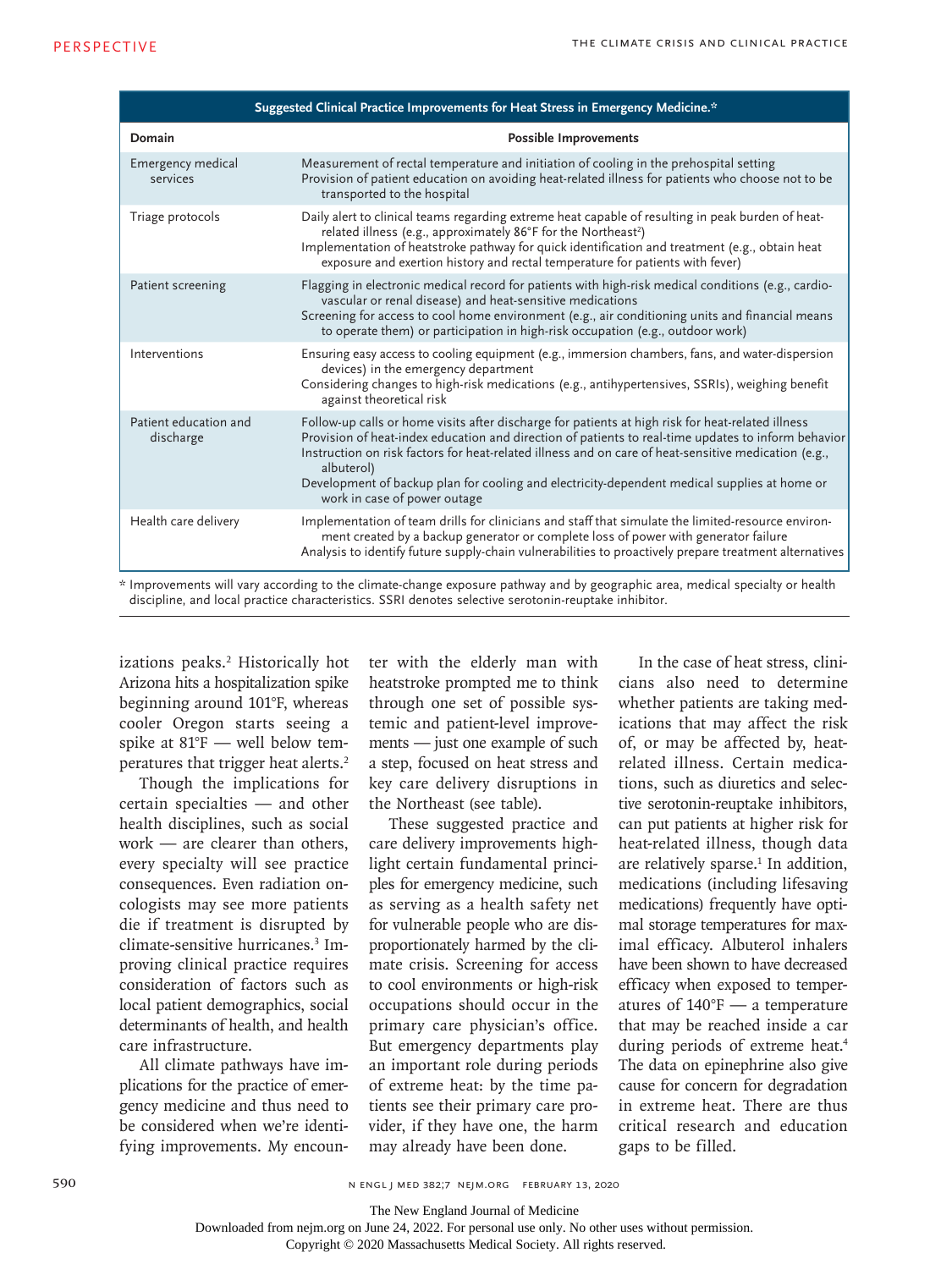| Suggested Clinical Practice Improvements for Heat Stress in Emergency Medicine.* | |
|---|---|
| **Domain** | **Possible Improvements** |
| Emergency medical services | Measurement of rectal temperature and initiation of cooling in the prehospital setting<br>Provision of patient education on avoiding heat-related illness for patients who choose not to be transported to the hospital |
| Triage protocols | Daily alert to clinical teams regarding extreme heat capable of resulting in peak burden of heat-related illness (e.g., approximately 86°F for the Northeast[2])<br>Implementation of heatstroke pathway for quick identification and treatment (e.g., obtain heat exposure and exertion history and rectal temperature for patients with fever) |
| Patient screening | Flagging in electronic medical record for patients with high-risk medical conditions (e.g., cardiovascular or renal disease) and heat-sensitive medications<br>Screening for access to cool home environment (e.g., air conditioning units and financial means to operate them) or participation in high-risk occupation (e.g., outdoor work) |
| Interventions | Ensuring easy access to cooling equipment (e.g., immersion chambers, fans, and water-dispersion devices) in the emergency department<br>Considering changes to high-risk medications (e.g., antihypertensives, SSRIs), weighing benefit against theoretical risk |
| Patient education and discharge | Follow-up calls or home visits after discharge for patients at high risk for heat-related illness<br>Provision of heat-index education and direction of patients to real-time updates to inform behavior<br>Instruction on risk factors for heat-related illness and on care of heat-sensitive medication (e.g., albuterol)<br>Development of backup plan for cooling and electricity-dependent medical supplies at home or work in case of power outage |
| Health care delivery | Implementation of team drills for clinicians and staff that simulate the limited-resource environment created by a backup generator or complete loss of power with generator failure<br>Analysis to identify future supply-chain vulnerabilities to proactively prepare treatment alternatives |

\* Improvements will vary according to the climate-change exposure pathway and by geographic area, medical specialty or health discipline, and local practice characteristics. SSRI denotes selective serotonin-reuptake inhibitor.

izations peaks.[2] Historically hot Arizona hits a hospitalization spike beginning around 101°F, whereas cooler Oregon starts seeing a spike at 81°F — well below temperatures that trigger heat alerts.[2]

Though the implications for certain specialties — and other health disciplines, such as social work — are clearer than others, every specialty will see practice consequences. Even radiation oncologists may see more patients die if treatment is disrupted by climate-sensitive hurricanes.[3] Improving clinical practice requires consideration of factors such as local patient demographics, social determinants of health, and health care infrastructure.

All climate pathways have implications for the practice of emergency medicine and thus need to be considered when we're identifying improvements. My encounter with the elderly man with heatstroke prompted me to think through one set of possible systemic and patient-level improvements — just one example of such a step, focused on heat stress and key care delivery disruptions in the Northeast (see table).

These suggested practice and care delivery improvements highlight certain fundamental principles for emergency medicine, such as serving as a health safety net for vulnerable people who are disproportionately harmed by the climate crisis. Screening for access to cool environments or high-risk occupations should occur in the primary care physician's office. But emergency departments play an important role during periods of extreme heat: by the time patients see their primary care provider, if they have one, the harm may already have been done.

In the case of heat stress, clinicians also need to determine whether patients are taking medications that may affect the risk of, or may be affected by, heat-related illness. Certain medications, such as diuretics and selective serotonin-reuptake inhibitors, can put patients at higher risk for heat-related illness, though data are relatively sparse.[1] In addition, medications (including lifesaving medications) frequently have optimal storage temperatures for maximal efficacy. Albuterol inhalers have been shown to have decreased efficacy when exposed to temperatures of 140°F — a temperature that may be reached inside a car during periods of extreme heat.[4] The data on epinephrine also give cause for concern for degradation in extreme heat. There are thus critical research and education gaps to be filled.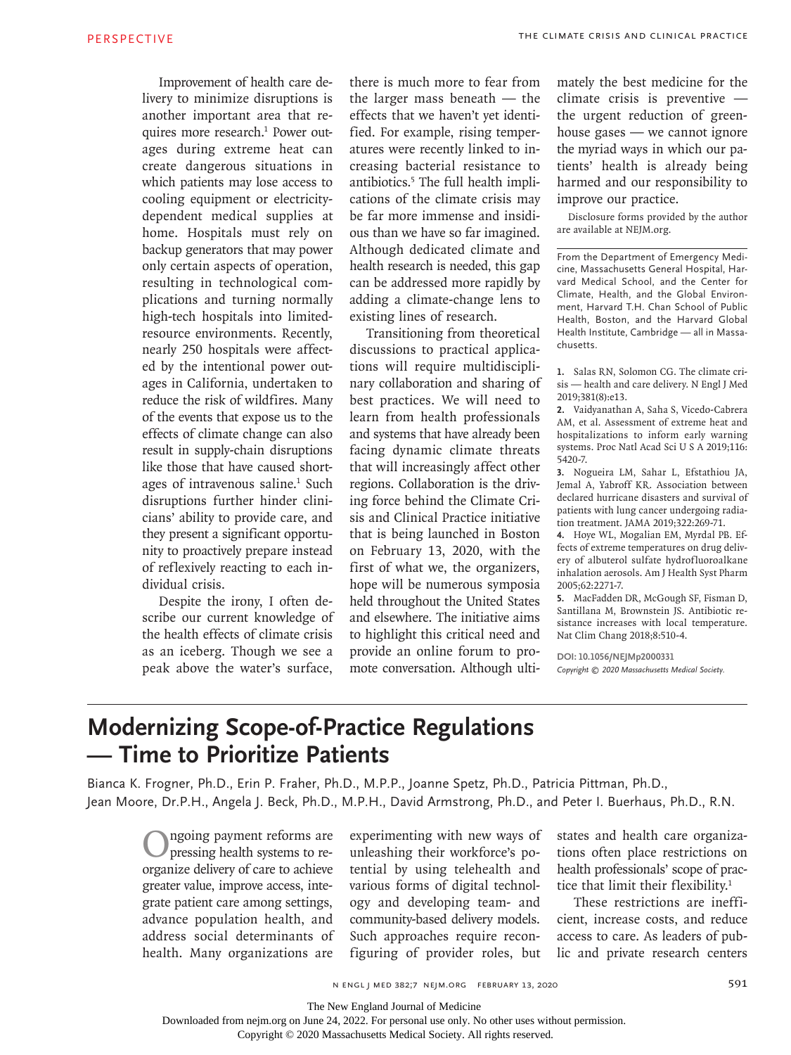Improvement of health care delivery to minimize disruptions is another important area that requires more research.[1] Power outages during extreme heat can create dangerous situations in which patients may lose access to cooling equipment or electricity-dependent medical supplies at home. Hospitals must rely on backup generators that may power only certain aspects of operation, resulting in technological complications and turning normally high-tech hospitals into limited-resource environments. Recently, nearly 250 hospitals were affected by the intentional power outages in California, undertaken to reduce the risk of wildfires. Many of the events that expose us to the effects of climate change can also result in supply-chain disruptions like those that have caused shortages of intravenous saline.[1] Such disruptions further hinder clinicians' ability to provide care, and they present a significant opportunity to proactively prepare instead of reflexively reacting to each individual crisis.

Despite the irony, I often describe our current knowledge of the health effects of climate crisis as an iceberg. Though we see a peak above the water's surface, there is much more to fear from the larger mass beneath — the effects that we haven't yet identified. For example, rising temperatures were recently linked to increasing bacterial resistance to antibiotics.[5] The full health implications of the climate crisis may be far more immense and insidious than we have so far imagined. Although dedicated climate and health research is needed, this gap can be addressed more rapidly by adding a climate-change lens to existing lines of research.

Transitioning from theoretical discussions to practical applications will require multidisciplinary collaboration and sharing of best practices. We will need to learn from health professionals and systems that have already been facing dynamic climate threats that will increasingly affect other regions. Collaboration is the driving force behind the Climate Crisis and Clinical Practice initiative that is being launched in Boston on February 13, 2020, with the first of what we, the organizers, hope will be numerous symposia held throughout the United States and elsewhere. The initiative aims to highlight this critical need and provide an online forum to promote conversation. Although ultimately the best medicine for the climate crisis is preventive — the urgent reduction of greenhouse gases — we cannot ignore the myriad ways in which our patients' health is already being harmed and our responsibility to improve our practice.

Disclosure forms provided by the author are available at NEJM.org.

From the Department of Emergency Medicine, Massachusetts General Hospital, Harvard Medical School, and the Center for Climate, Health, and the Global Environment, Harvard T.H. Chan School of Public Health, Boston, and the Harvard Global Health Institute, Cambridge — all in Massachusetts.

1. Salas RN, Solomon CG. The climate crisis — health and care delivery. N Engl J Med 2019;381(8):e13.
2. Vaidyanathan A, Saha S, Vicedo-Cabrera AM, et al. Assessment of extreme heat and hospitalizations to inform early warning systems. Proc Natl Acad Sci U S A 2019;116:5420-7.
3. Nogueira LM, Sahar L, Efstathiou JA, Jemal A, Yabroff KR. Association between declared hurricane disasters and survival of patients with lung cancer undergoing radiation treatment. JAMA 2019;322:269-71.
4. Hoye WL, Mogalian EM, Myrdal PB. Effects of extreme temperatures on drug delivery of albuterol sulfate hydrofluoroalkane inhalation aerosols. Am J Health Syst Pharm 2005;62:2271-7.
5. MacFadden DR, McGough SF, Fisman D, Santillana M, Brownstein JS. Antibiotic resistance increases with local temperature. Nat Clim Chang 2018;8:510-4.

DOI: 10.1056/NEJMp2000331

*Copyright © 2020 Massachusetts Medical Society.*

# Modernizing Scope-of-Practice Regulations — Time to Prioritize Patients

Bianca K. Frogner, Ph.D., Erin P. Fraher, Ph.D., M.P.P., Joanne Spetz, Ph.D., Patricia Pittman, Ph.D., Jean Moore, Dr.P.H., Angela J. Beck, Ph.D., M.P.H., David Armstrong, Ph.D., and Peter I. Buerhaus, Ph.D., R.N.

Ongoing payment reforms are pressing health systems to reorganize delivery of care to achieve greater value, improve access, integrate patient care among settings, advance population health, and address social determinants of health. Many organizations are experimenting with new ways of unleashing their workforce's potential by using telehealth and various forms of digital technology and developing team- and community-based delivery models. Such approaches require reconfiguring of provider roles, but states and health care organizations often place restrictions on health professionals' scope of practice that limit their flexibility.[1]

These restrictions are inefficient, increase costs, and reduce access to care. As leaders of public and private research centers